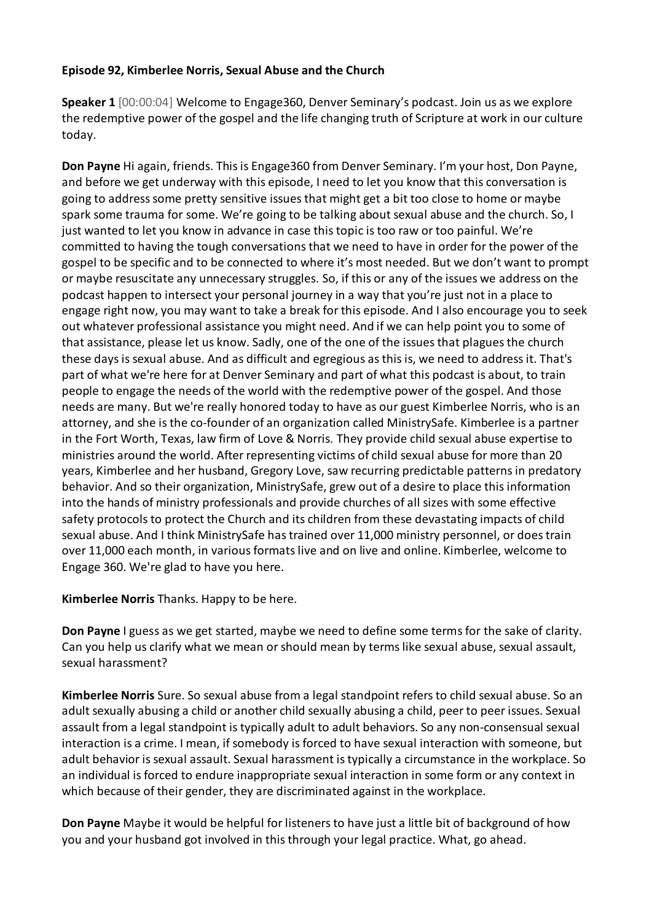**Episode 92, Kimberlee Norris, Sexual Abuse and the Church**

**Speaker 1** [00:00:04] Welcome to Engage360, Denver Seminary's podcast. Join us as we explore the redemptive power of the gospel and the life changing truth of Scripture at work in our culture today.

**Don Payne** Hi again, friends. This is Engage360 from Denver Seminary. I'm your host, Don Payne, and before we get underway with this episode, I need to let you know that this conversation is going to address some pretty sensitive issues that might get a bit too close to home or maybe spark some trauma for some. We're going to be talking about sexual abuse and the church. So, I just wanted to let you know in advance in case this topic is too raw or too painful. We're committed to having the tough conversations that we need to have in order for the power of the gospel to be specific and to be connected to where it's most needed. But we don't want to prompt or maybe resuscitate any unnecessary struggles. So, if this or any of the issues we address on the podcast happen to intersect your personal journey in a way that you're just not in a place to engage right now, you may want to take a break for this episode. And I also encourage you to seek out whatever professional assistance you might need. And if we can help point you to some of that assistance, please let us know. Sadly, one of the one of the issues that plagues the church these days is sexual abuse. And as difficult and egregious as this is, we need to address it. That's part of what we're here for at Denver Seminary and part of what this podcast is about, to train people to engage the needs of the world with the redemptive power of the gospel. And those needs are many. But we're really honored today to have as our guest Kimberlee Norris, who is an attorney, and she is the co-founder of an organization called MinistrySafe. Kimberlee is a partner in the Fort Worth, Texas, law firm of Love & Norris. They provide child sexual abuse expertise to ministries around the world. After representing victims of child sexual abuse for more than 20 years, Kimberlee and her husband, Gregory Love, saw recurring predictable patterns in predatory behavior. And so their organization, MinistrySafe, grew out of a desire to place this information into the hands of ministry professionals and provide churches of all sizes with some effective safety protocols to protect the Church and its children from these devastating impacts of child sexual abuse. And I think MinistrySafe has trained over 11,000 ministry personnel, or does train over 11,000 each month, in various formats live and on live and online. Kimberlee, welcome to Engage 360. We're glad to have you here.

**Kimberlee Norris** Thanks. Happy to be here.

**Don Payne** I guess as we get started, maybe we need to define some terms for the sake of clarity. Can you help us clarify what we mean or should mean by terms like sexual abuse, sexual assault, sexual harassment?

**Kimberlee Norris** Sure. So sexual abuse from a legal standpoint refers to child sexual abuse. So an adult sexually abusing a child or another child sexually abusing a child, peer to peer issues. Sexual assault from a legal standpoint is typically adult to adult behaviors. So any non-consensual sexual interaction is a crime. I mean, if somebody is forced to have sexual interaction with someone, but adult behavior is sexual assault. Sexual harassment is typically a circumstance in the workplace. So an individual is forced to endure inappropriate sexual interaction in some form or any context in which because of their gender, they are discriminated against in the workplace.

**Don Payne** Maybe it would be helpful for listeners to have just a little bit of background of how you and your husband got involved in this through your legal practice. What, go ahead.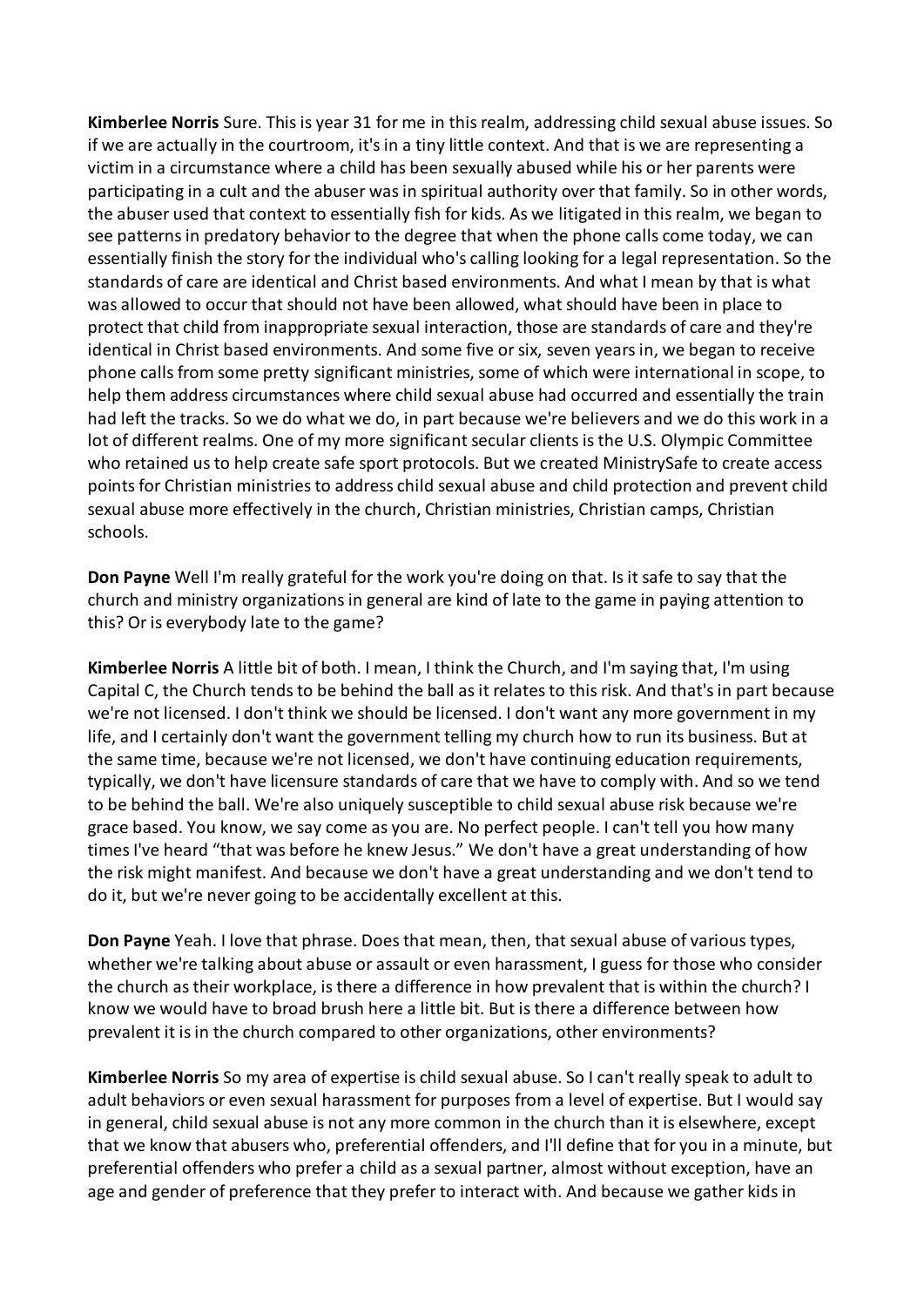**Kimberlee Norris** Sure. This is year 31 for me in this realm, addressing child sexual abuse issues. So if we are actually in the courtroom, it's in a tiny little context. And that is we are representing a victim in a circumstance where a child has been sexually abused while his or her parents were participating in a cult and the abuser was in spiritual authority over that family. So in other words, the abuser used that context to essentially fish for kids. As we litigated in this realm, we began to see patterns in predatory behavior to the degree that when the phone calls come today, we can essentially finish the story for the individual who's calling looking for a legal representation. So the standards of care are identical and Christ based environments. And what I mean by that is what was allowed to occur that should not have been allowed, what should have been in place to protect that child from inappropriate sexual interaction, those are standards of care and they're identical in Christ based environments. And some five or six, seven years in, we began to receive phone calls from some pretty significant ministries, some of which were international in scope, to help them address circumstances where child sexual abuse had occurred and essentially the train had left the tracks. So we do what we do, in part because we're believers and we do this work in a lot of different realms. One of my more significant secular clients is the U.S. Olympic Committee who retained us to help create safe sport protocols. But we created MinistrySafe to create access points for Christian ministries to address child sexual abuse and child protection and prevent child sexual abuse more effectively in the church, Christian ministries, Christian camps, Christian schools.

**Don Payne** Well I'm really grateful for the work you're doing on that. Is it safe to say that the church and ministry organizations in general are kind of late to the game in paying attention to this? Or is everybody late to the game?

**Kimberlee Norris** A little bit of both. I mean, I think the Church, and I'm saying that, I'm using Capital C, the Church tends to be behind the ball as it relates to this risk. And that's in part because we're not licensed. I don't think we should be licensed. I don't want any more government in my life, and I certainly don't want the government telling my church how to run its business. But at the same time, because we're not licensed, we don't have continuing education requirements, typically, we don't have licensure standards of care that we have to comply with. And so we tend to be behind the ball. We're also uniquely susceptible to child sexual abuse risk because we're grace based. You know, we say come as you are. No perfect people. I can't tell you how many times I've heard "that was before he knew Jesus." We don't have a great understanding of how the risk might manifest. And because we don't have a great understanding and we don't tend to do it, but we're never going to be accidentally excellent at this.

**Don Payne** Yeah. I love that phrase. Does that mean, then, that sexual abuse of various types, whether we're talking about abuse or assault or even harassment, I guess for those who consider the church as their workplace, is there a difference in how prevalent that is within the church? I know we would have to broad brush here a little bit. But is there a difference between how prevalent it is in the church compared to other organizations, other environments?

**Kimberlee Norris** So my area of expertise is child sexual abuse. So I can't really speak to adult to adult behaviors or even sexual harassment for purposes from a level of expertise. But I would say in general, child sexual abuse is not any more common in the church than it is elsewhere, except that we know that abusers who, preferential offenders, and I'll define that for you in a minute, but preferential offenders who prefer a child as a sexual partner, almost without exception, have an age and gender of preference that they prefer to interact with. And because we gather kids in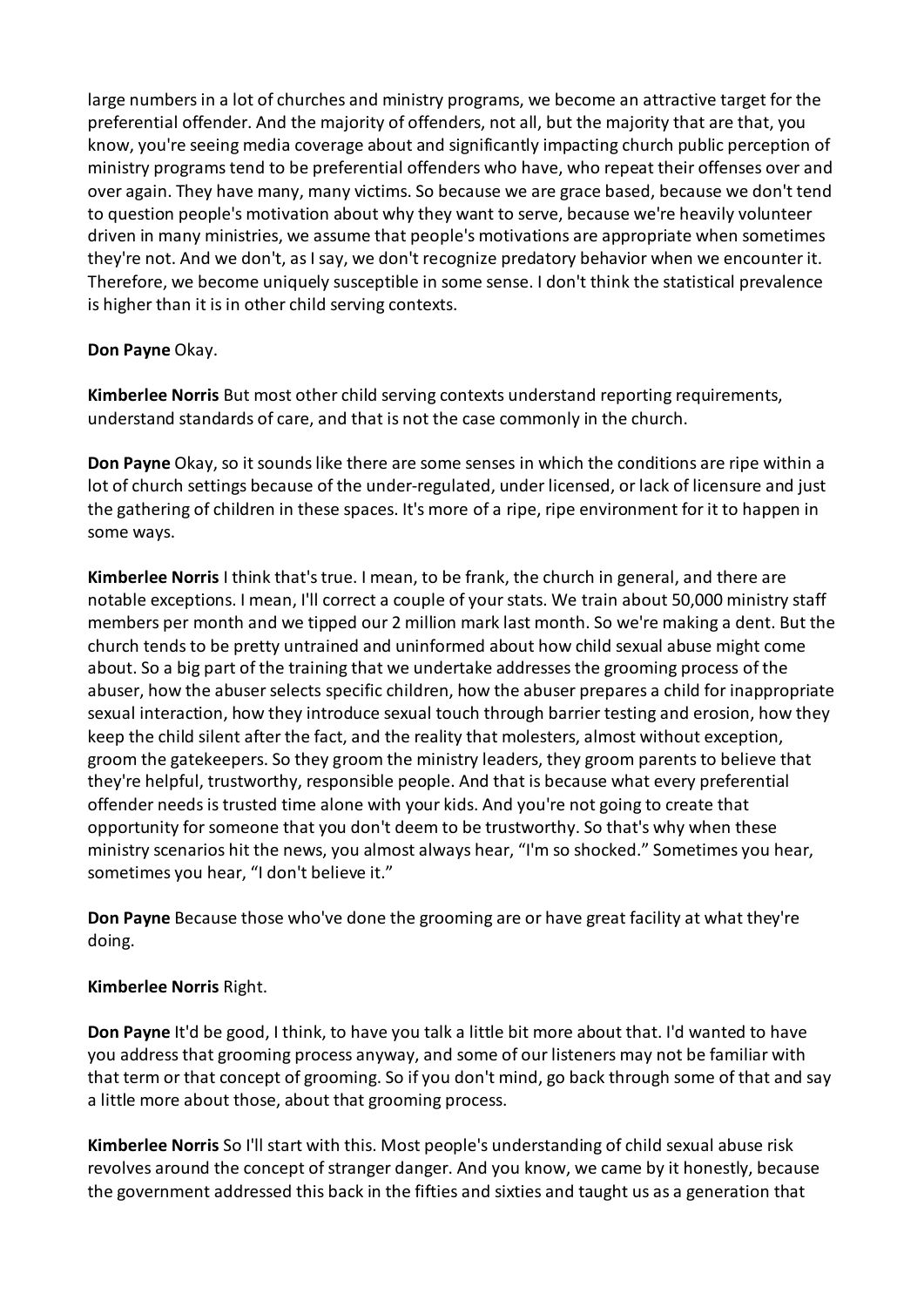large numbers in a lot of churches and ministry programs, we become an attractive target for the preferential offender. And the majority of offenders, not all, but the majority that are that, you know, you're seeing media coverage about and significantly impacting church public perception of ministry programs tend to be preferential offenders who have, who repeat their offenses over and over again. They have many, many victims. So because we are grace based, because we don't tend to question people's motivation about why they want to serve, because we're heavily volunteer driven in many ministries, we assume that people's motivations are appropriate when sometimes they're not. And we don't, as I say, we don't recognize predatory behavior when we encounter it. Therefore, we become uniquely susceptible in some sense. I don't think the statistical prevalence is higher than it is in other child serving contexts.

**Don Payne** Okay.

**Kimberlee Norris** But most other child serving contexts understand reporting requirements, understand standards of care, and that is not the case commonly in the church.

**Don Payne** Okay, so it sounds like there are some senses in which the conditions are ripe within a lot of church settings because of the under-regulated, under licensed, or lack of licensure and just the gathering of children in these spaces. It's more of a ripe, ripe environment for it to happen in some ways.

**Kimberlee Norris** I think that's true. I mean, to be frank, the church in general, and there are notable exceptions. I mean, I'll correct a couple of your stats. We train about 50,000 ministry staff members per month and we tipped our 2 million mark last month. So we're making a dent. But the church tends to be pretty untrained and uninformed about how child sexual abuse might come about. So a big part of the training that we undertake addresses the grooming process of the abuser, how the abuser selects specific children, how the abuser prepares a child for inappropriate sexual interaction, how they introduce sexual touch through barrier testing and erosion, how they keep the child silent after the fact, and the reality that molesters, almost without exception, groom the gatekeepers. So they groom the ministry leaders, they groom parents to believe that they're helpful, trustworthy, responsible people. And that is because what every preferential offender needs is trusted time alone with your kids. And you're not going to create that opportunity for someone that you don't deem to be trustworthy. So that's why when these ministry scenarios hit the news, you almost always hear, "I'm so shocked." Sometimes you hear, sometimes you hear, "I don't believe it."

**Don Payne** Because those who've done the grooming are or have great facility at what they're doing.

**Kimberlee Norris** Right.

**Don Payne** It'd be good, I think, to have you talk a little bit more about that. I'd wanted to have you address that grooming process anyway, and some of our listeners may not be familiar with that term or that concept of grooming. So if you don't mind, go back through some of that and say a little more about those, about that grooming process.

**Kimberlee Norris** So I'll start with this. Most people's understanding of child sexual abuse risk revolves around the concept of stranger danger. And you know, we came by it honestly, because the government addressed this back in the fifties and sixties and taught us as a generation that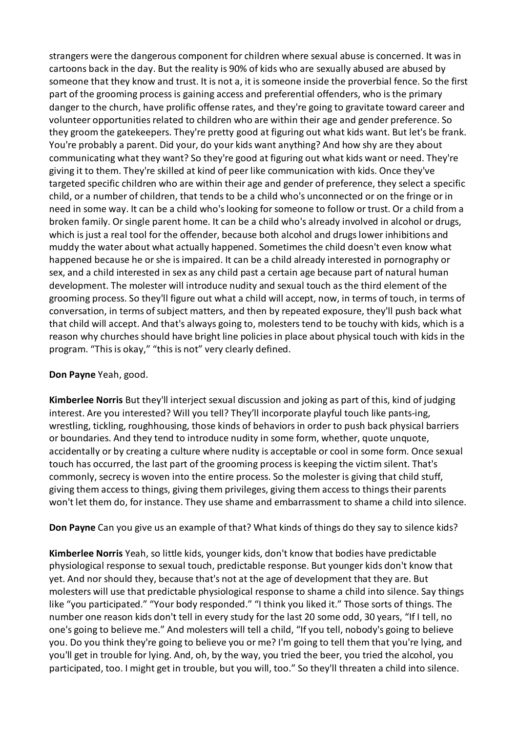strangers were the dangerous component for children where sexual abuse is concerned. It was in cartoons back in the day. But the reality is 90% of kids who are sexually abused are abused by someone that they know and trust. It is not a, it is someone inside the proverbial fence. So the first part of the grooming process is gaining access and preferential offenders, who is the primary danger to the church, have prolific offense rates, and they're going to gravitate toward career and volunteer opportunities related to children who are within their age and gender preference. So they groom the gatekeepers. They're pretty good at figuring out what kids want. But let's be frank. You're probably a parent. Did your, do your kids want anything? And how shy are they about communicating what they want? So they're good at figuring out what kids want or need. They're giving it to them. They're skilled at kind of peer like communication with kids. Once they've targeted specific children who are within their age and gender of preference, they select a specific child, or a number of children, that tends to be a child who's unconnected or on the fringe or in need in some way. It can be a child who's looking for someone to follow or trust. Or a child from a broken family. Or single parent home. It can be a child who's already involved in alcohol or drugs, which is just a real tool for the offender, because both alcohol and drugs lower inhibitions and muddy the water about what actually happened. Sometimes the child doesn't even know what happened because he or she is impaired. It can be a child already interested in pornography or sex, and a child interested in sex as any child past a certain age because part of natural human development. The molester will introduce nudity and sexual touch as the third element of the grooming process. So they'll figure out what a child will accept, now, in terms of touch, in terms of conversation, in terms of subject matters, and then by repeated exposure, they'll push back what that child will accept. And that's always going to, molesters tend to be touchy with kids, which is a reason why churches should have bright line policies in place about physical touch with kids in the program. "This is okay," "this is not" very clearly defined.

**Don Payne** Yeah, good.

**Kimberlee Norris** But they'll interject sexual discussion and joking as part of this, kind of judging interest. Are you interested? Will you tell? They'll incorporate playful touch like pants-ing, wrestling, tickling, roughhousing, those kinds of behaviors in order to push back physical barriers or boundaries. And they tend to introduce nudity in some form, whether, quote unquote, accidentally or by creating a culture where nudity is acceptable or cool in some form. Once sexual touch has occurred, the last part of the grooming process is keeping the victim silent. That's commonly, secrecy is woven into the entire process. So the molester is giving that child stuff, giving them access to things, giving them privileges, giving them access to things their parents won't let them do, for instance. They use shame and embarrassment to shame a child into silence.

**Don Payne** Can you give us an example of that? What kinds of things do they say to silence kids?

**Kimberlee Norris** Yeah, so little kids, younger kids, don't know that bodies have predictable physiological response to sexual touch, predictable response. But younger kids don't know that yet. And nor should they, because that's not at the age of development that they are. But molesters will use that predictable physiological response to shame a child into silence. Say things like "you participated." "Your body responded." "I think you liked it." Those sorts of things. The number one reason kids don't tell in every study for the last 20 some odd, 30 years, "If I tell, no one's going to believe me." And molesters will tell a child, "If you tell, nobody's going to believe you. Do you think they're going to believe you or me? I'm going to tell them that you're lying, and you'll get in trouble for lying. And, oh, by the way, you tried the beer, you tried the alcohol, you participated, too. I might get in trouble, but you will, too." So they'll threaten a child into silence.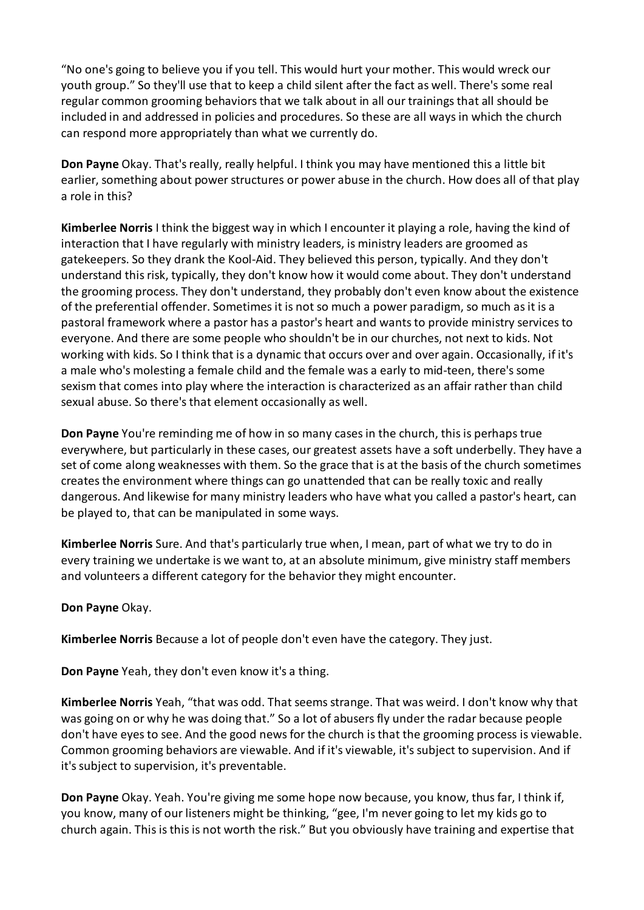"No one's going to believe you if you tell. This would hurt your mother. This would wreck our youth group." So they'll use that to keep a child silent after the fact as well. There's some real regular common grooming behaviors that we talk about in all our trainings that all should be included in and addressed in policies and procedures. So these are all ways in which the church can respond more appropriately than what we currently do.

**Don Payne** Okay. That's really, really helpful. I think you may have mentioned this a little bit earlier, something about power structures or power abuse in the church. How does all of that play a role in this?

**Kimberlee Norris** I think the biggest way in which I encounter it playing a role, having the kind of interaction that I have regularly with ministry leaders, is ministry leaders are groomed as gatekeepers. So they drank the Kool-Aid. They believed this person, typically. And they don't understand this risk, typically, they don't know how it would come about. They don't understand the grooming process. They don't understand, they probably don't even know about the existence of the preferential offender. Sometimes it is not so much a power paradigm, so much as it is a pastoral framework where a pastor has a pastor's heart and wants to provide ministry services to everyone. And there are some people who shouldn't be in our churches, not next to kids. Not working with kids. So I think that is a dynamic that occurs over and over again. Occasionally, if it's a male who's molesting a female child and the female was a early to mid-teen, there's some sexism that comes into play where the interaction is characterized as an affair rather than child sexual abuse. So there's that element occasionally as well.

**Don Payne** You're reminding me of how in so many cases in the church, this is perhaps true everywhere, but particularly in these cases, our greatest assets have a soft underbelly. They have a set of come along weaknesses with them. So the grace that is at the basis of the church sometimes creates the environment where things can go unattended that can be really toxic and really dangerous. And likewise for many ministry leaders who have what you called a pastor's heart, can be played to, that can be manipulated in some ways.

**Kimberlee Norris** Sure. And that's particularly true when, I mean, part of what we try to do in every training we undertake is we want to, at an absolute minimum, give ministry staff members and volunteers a different category for the behavior they might encounter.

**Don Payne** Okay.

**Kimberlee Norris** Because a lot of people don't even have the category. They just.

**Don Payne** Yeah, they don't even know it's a thing.

**Kimberlee Norris** Yeah, "that was odd. That seems strange. That was weird. I don't know why that was going on or why he was doing that." So a lot of abusers fly under the radar because people don't have eyes to see. And the good news for the church is that the grooming process is viewable. Common grooming behaviors are viewable. And if it's viewable, it's subject to supervision. And if it's subject to supervision, it's preventable.

**Don Payne** Okay. Yeah. You're giving me some hope now because, you know, thus far, I think if, you know, many of our listeners might be thinking, "gee, I'm never going to let my kids go to church again. This is this is not worth the risk." But you obviously have training and expertise that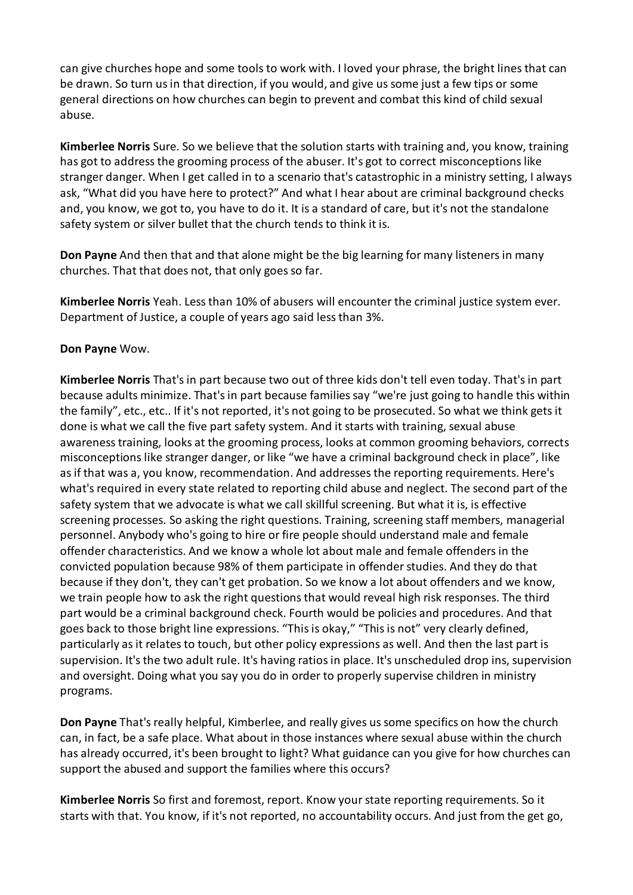can give churches hope and some tools to work with. I loved your phrase, the bright lines that can be drawn. So turn us in that direction, if you would, and give us some just a few tips or some general directions on how churches can begin to prevent and combat this kind of child sexual abuse.

**Kimberlee Norris** Sure. So we believe that the solution starts with training and, you know, training has got to address the grooming process of the abuser. It's got to correct misconceptions like stranger danger. When I get called in to a scenario that's catastrophic in a ministry setting, I always ask, "What did you have here to protect?" And what I hear about are criminal background checks and, you know, we got to, you have to do it. It is a standard of care, but it's not the standalone safety system or silver bullet that the church tends to think it is.

**Don Payne** And then that and that alone might be the big learning for many listeners in many churches. That that does not, that only goes so far.

**Kimberlee Norris** Yeah. Less than 10% of abusers will encounter the criminal justice system ever. Department of Justice, a couple of years ago said less than 3%.

**Don Payne** Wow.

**Kimberlee Norris** That's in part because two out of three kids don't tell even today. That's in part because adults minimize. That's in part because families say "we're just going to handle this within the family", etc., etc.. If it's not reported, it's not going to be prosecuted. So what we think gets it done is what we call the five part safety system. And it starts with training, sexual abuse awareness training, looks at the grooming process, looks at common grooming behaviors, corrects misconceptions like stranger danger, or like "we have a criminal background check in place", like as if that was a, you know, recommendation. And addresses the reporting requirements. Here's what's required in every state related to reporting child abuse and neglect. The second part of the safety system that we advocate is what we call skillful screening. But what it is, is effective screening processes. So asking the right questions. Training, screening staff members, managerial personnel. Anybody who's going to hire or fire people should understand male and female offender characteristics. And we know a whole lot about male and female offenders in the convicted population because 98% of them participate in offender studies. And they do that because if they don't, they can't get probation. So we know a lot about offenders and we know, we train people how to ask the right questions that would reveal high risk responses. The third part would be a criminal background check. Fourth would be policies and procedures. And that goes back to those bright line expressions. "This is okay," "This is not" very clearly defined, particularly as it relates to touch, but other policy expressions as well. And then the last part is supervision. It's the two adult rule. It's having ratios in place. It's unscheduled drop ins, supervision and oversight. Doing what you say you do in order to properly supervise children in ministry programs.

**Don Payne** That's really helpful, Kimberlee, and really gives us some specifics on how the church can, in fact, be a safe place. What about in those instances where sexual abuse within the church has already occurred, it's been brought to light? What guidance can you give for how churches can support the abused and support the families where this occurs?

**Kimberlee Norris** So first and foremost, report. Know your state reporting requirements. So it starts with that. You know, if it's not reported, no accountability occurs. And just from the get go,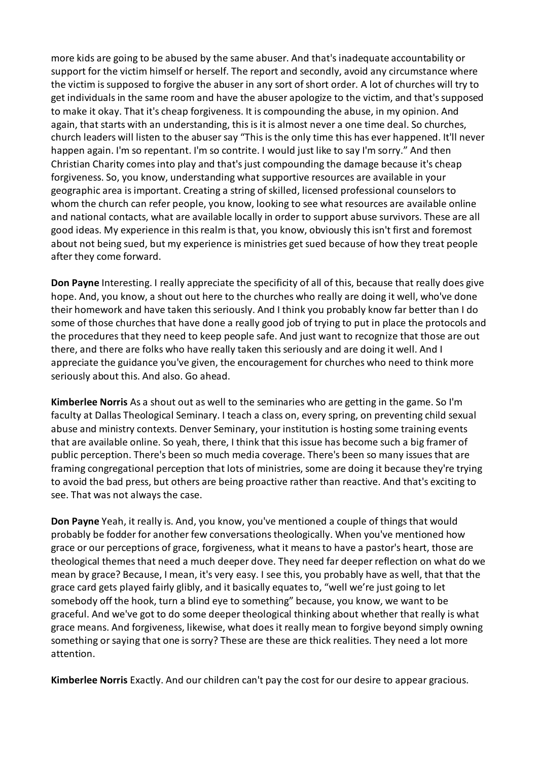more kids are going to be abused by the same abuser. And that's inadequate accountability or support for the victim himself or herself. The report and secondly, avoid any circumstance where the victim is supposed to forgive the abuser in any sort of short order. A lot of churches will try to get individuals in the same room and have the abuser apologize to the victim, and that's supposed to make it okay. That it's cheap forgiveness. It is compounding the abuse, in my opinion. And again, that starts with an understanding, this is it is almost never a one time deal. So churches, church leaders will listen to the abuser say "This is the only time this has ever happened. It'll never happen again. I'm so repentant. I'm so contrite. I would just like to say I'm sorry." And then Christian Charity comes into play and that's just compounding the damage because it's cheap forgiveness. So, you know, understanding what supportive resources are available in your geographic area is important. Creating a string of skilled, licensed professional counselors to whom the church can refer people, you know, looking to see what resources are available online and national contacts, what are available locally in order to support abuse survivors. These are all good ideas. My experience in this realm is that, you know, obviously this isn't first and foremost about not being sued, but my experience is ministries get sued because of how they treat people after they come forward.

**Don Payne** Interesting. I really appreciate the specificity of all of this, because that really does give hope. And, you know, a shout out here to the churches who really are doing it well, who've done their homework and have taken this seriously. And I think you probably know far better than I do some of those churches that have done a really good job of trying to put in place the protocols and the procedures that they need to keep people safe. And just want to recognize that those are out there, and there are folks who have really taken this seriously and are doing it well. And I appreciate the guidance you've given, the encouragement for churches who need to think more seriously about this. And also. Go ahead.

**Kimberlee Norris** As a shout out as well to the seminaries who are getting in the game. So I'm faculty at Dallas Theological Seminary. I teach a class on, every spring, on preventing child sexual abuse and ministry contexts. Denver Seminary, your institution is hosting some training events that are available online. So yeah, there, I think that this issue has become such a big framer of public perception. There's been so much media coverage. There's been so many issues that are framing congregational perception that lots of ministries, some are doing it because they're trying to avoid the bad press, but others are being proactive rather than reactive. And that's exciting to see. That was not always the case.

**Don Payne** Yeah, it really is. And, you know, you've mentioned a couple of things that would probably be fodder for another few conversations theologically. When you've mentioned how grace or our perceptions of grace, forgiveness, what it means to have a pastor's heart, those are theological themes that need a much deeper dove. They need far deeper reflection on what do we mean by grace? Because, I mean, it's very easy. I see this, you probably have as well, that that the grace card gets played fairly glibly, and it basically equates to, "well we're just going to let somebody off the hook, turn a blind eye to something" because, you know, we want to be graceful. And we've got to do some deeper theological thinking about whether that really is what grace means. And forgiveness, likewise, what does it really mean to forgive beyond simply owning something or saying that one is sorry? These are these are thick realities. They need a lot more attention.

**Kimberlee Norris** Exactly. And our children can't pay the cost for our desire to appear gracious.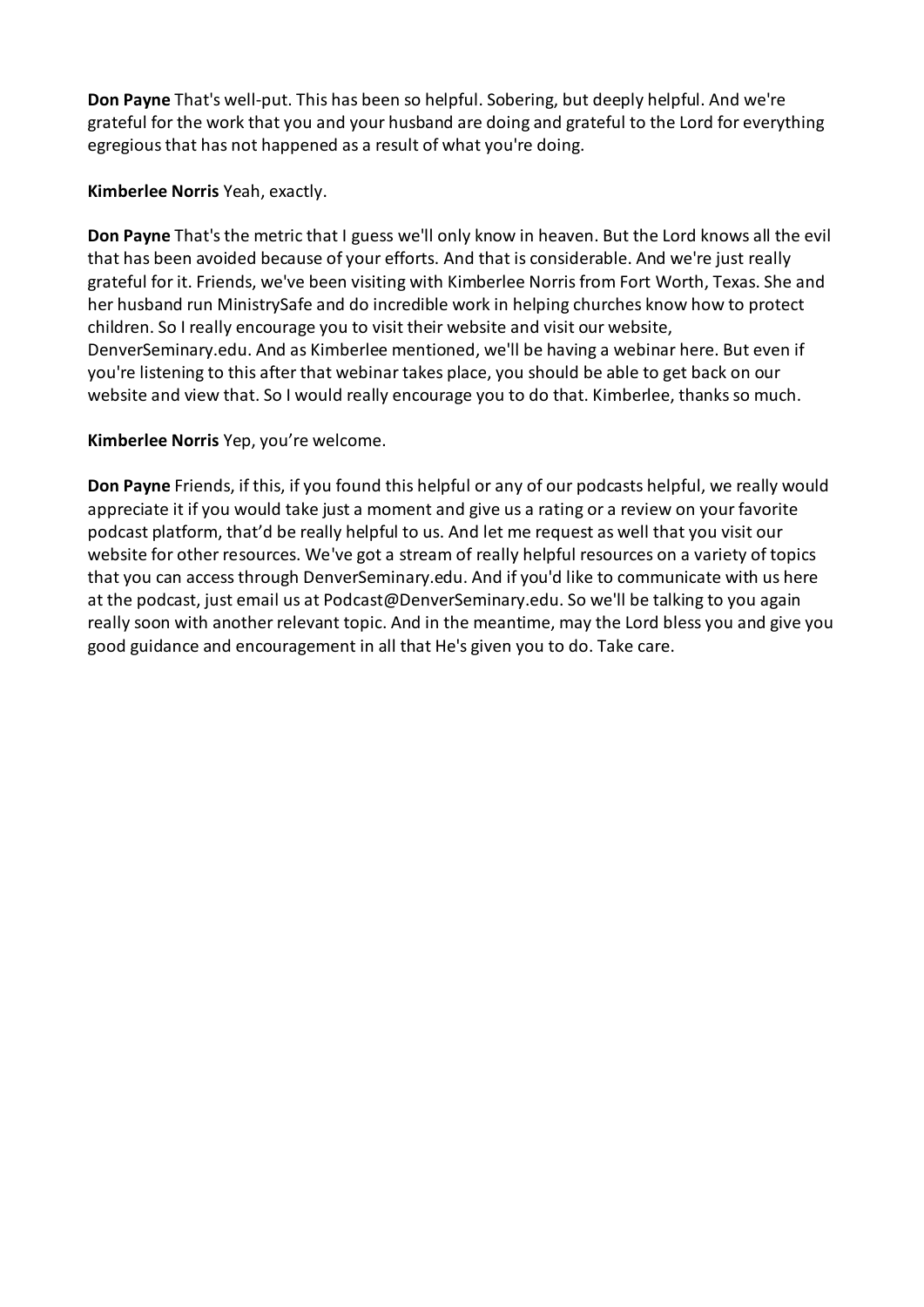**Don Payne** That's well-put. This has been so helpful. Sobering, but deeply helpful. And we're grateful for the work that you and your husband are doing and grateful to the Lord for everything egregious that has not happened as a result of what you're doing.

**Kimberlee Norris** Yeah, exactly.

**Don Payne** That's the metric that I guess we'll only know in heaven. But the Lord knows all the evil that has been avoided because of your efforts. And that is considerable. And we're just really grateful for it. Friends, we've been visiting with Kimberlee Norris from Fort Worth, Texas. She and her husband run MinistrySafe and do incredible work in helping churches know how to protect children. So I really encourage you to visit their website and visit our website, DenverSeminary.edu. And as Kimberlee mentioned, we'll be having a webinar here. But even if you're listening to this after that webinar takes place, you should be able to get back on our website and view that. So I would really encourage you to do that. Kimberlee, thanks so much.

**Kimberlee Norris** Yep, you're welcome.

**Don Payne** Friends, if this, if you found this helpful or any of our podcasts helpful, we really would appreciate it if you would take just a moment and give us a rating or a review on your favorite podcast platform, that'd be really helpful to us. And let me request as well that you visit our website for other resources. We've got a stream of really helpful resources on a variety of topics that you can access through DenverSeminary.edu. And if you'd like to communicate with us here at the podcast, just email us at Podcast@DenverSeminary.edu. So we'll be talking to you again really soon with another relevant topic. And in the meantime, may the Lord bless you and give you good guidance and encouragement in all that He's given you to do. Take care.